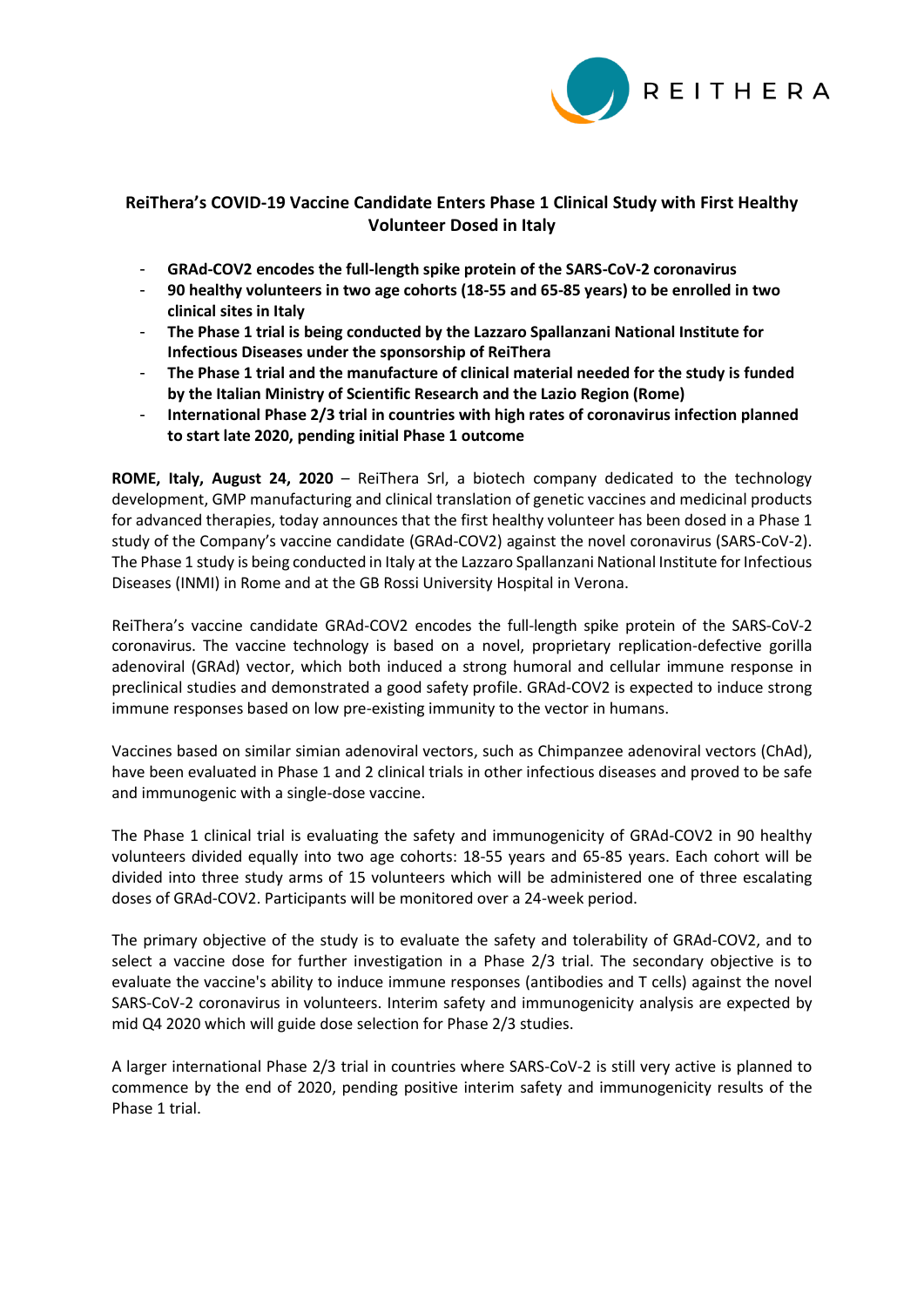REITHERA

# ReiThera's COVID-19 Vaccine Candidate Enters Phase 1 Clinical Study with First Healthy Volunteer Dosed in Italy

- **GRAd-COV2 encodes the full-length spike protein of the SARS-CoV-2 coronavirus**
- **90 healthy volunteers in two age cohorts (18-55 and 65-85 years) to be enrolled in two clinical sites in Italy**
- **The Phase 1 trial is being conducted by the Lazzaro Spallanzani National Institute for Infectious Diseases under the sponsorship of ReiThera**
- **The Phase 1 trial and the manufacture of clinical material needed for the study is funded by the Italian Ministry of Scientific Research and the Lazio Region (Rome)**
- **International Phase 2/3 trial in countries with high rates of coronavirus infection planned to start late 2020, pending initial Phase 1 outcome**

**ROME, Italy, August 24, 2020** – ReiThera Srl, a biotech company dedicated to the technology development, GMP manufacturing and clinical translation of genetic vaccines and medicinal products for advanced therapies, today announces that the first healthy volunteer has been dosed in a Phase 1 study of the Company's vaccine candidate (GRAd-COV2) against the novel coronavirus (SARS-CoV-2). The Phase 1 study is being conducted in Italy at the Lazzaro Spallanzani National Institute for Infectious Diseases (INMI) in Rome and at the GB Rossi University Hospital in Verona.

ReiThera's vaccine candidate GRAd-COV2 encodes the full-length spike protein of the SARS-CoV-2 coronavirus. The vaccine technology is based on a novel, proprietary replication-defective gorilla adenoviral (GRAd) vector, which both induced a strong humoral and cellular immune response in preclinical studies and demonstrated a good safety profile. GRAd-COV2 is expected to induce strong immune responses based on low pre-existing immunity to the vector in humans.

Vaccines based on similar simian adenoviral vectors, such as Chimpanzee adenoviral vectors (ChAd), have been evaluated in Phase 1 and 2 clinical trials in other infectious diseases and proved to be safe and immunogenic with a single-dose vaccine.

The Phase 1 clinical trial is evaluating the safety and immunogenicity of GRAd-COV2 in 90 healthy volunteers divided equally into two age cohorts: 18-55 years and 65-85 years. Each cohort will be divided into three study arms of 15 volunteers which will be administered one of three escalating doses of GRAd-COV2. Participants will be monitored over a 24-week period.

The primary objective of the study is to evaluate the safety and tolerability of GRAd-COV2, and to select a vaccine dose for further investigation in a Phase 2/3 trial. The secondary objective is to evaluate the vaccine's ability to induce immune responses (antibodies and T cells) against the novel SARS-CoV-2 coronavirus in volunteers. Interim safety and immunogenicity analysis are expected by mid Q4 2020 which will guide dose selection for Phase 2/3 studies.

A larger international Phase 2/3 trial in countries where SARS-CoV-2 is still very active is planned to commence by the end of 2020, pending positive interim safety and immunogenicity results of the Phase 1 trial.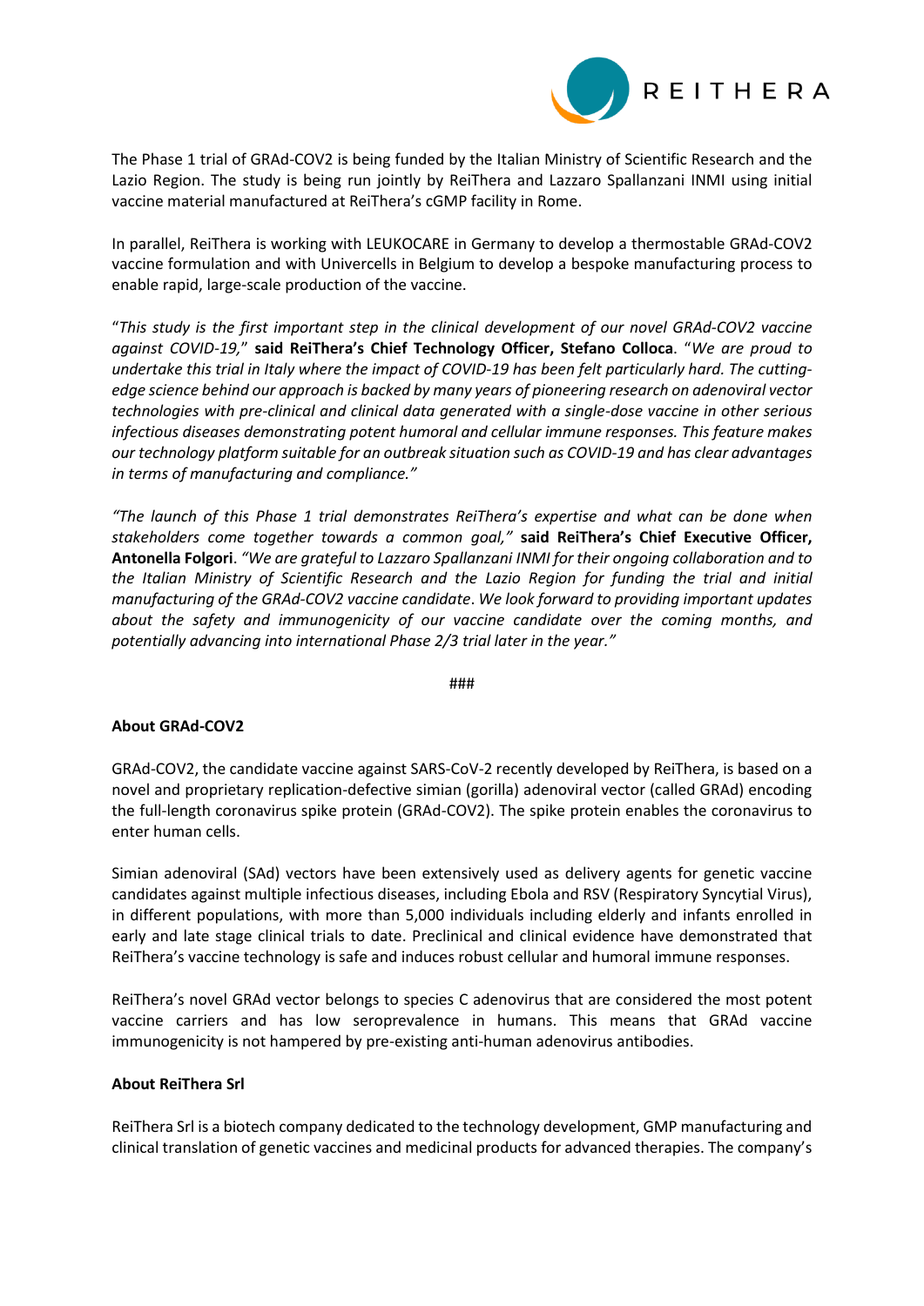The Phase 1 trial of GRAd-COV2 is being funded by the Italian Ministry of Scientific Research and the Lazio Region. The study is being run jointly by ReiThera and Lazzaro Spallanzani INMI using initial vaccine material manufactured at ReiThera's cGMP facility in Rome.

In parallel, ReiThera is working with LEUKOCARE in Germany to develop a thermostable GRAd-COV2 vaccine formulation and with Univercells in Belgium to develop a bespoke manufacturing process to enable rapid, large-scale production of the vaccine.

"*This study is the first important step in the clinical development of our novel GRAd-COV2 vaccine against COVID-19,*" **said ReiThera's Chief Technology Officer, Stefano Colloca**. "*We are proud to undertake this trial in Italy where the impact of COVID-19 has been felt particularly hard. The cutting-edge science behind our approach is backed by many years of pioneering research on adenoviral vector technologies with pre-clinical and clinical data generated with a single-dose vaccine in other serious infectious diseases demonstrating potent humoral and cellular immune responses. This feature makes our technology platform suitable for an outbreak situation such as COVID-19 and has clear advantages in terms of manufacturing and compliance."*

*"The launch of this Phase 1 trial demonstrates ReiThera's expertise and what can be done when stakeholders come together towards a common goal,"* **said ReiThera's Chief Executive Officer, Antonella Folgori**. *"We are grateful to Lazzaro Spallanzani INMI for their ongoing collaboration and to the Italian Ministry of Scientific Research and the Lazio Region for funding the trial and initial manufacturing of the GRAd-COV2 vaccine candidate. We look forward to providing important updates about the safety and immunogenicity of our vaccine candidate over the coming months, and potentially advancing into international Phase 2/3 trial later in the year."*

###

**About GRAd-COV2**

GRAd-COV2, the candidate vaccine against SARS-CoV-2 recently developed by ReiThera, is based on a novel and proprietary replication-defective simian (gorilla) adenoviral vector (called GRAd) encoding the full-length coronavirus spike protein (GRAd-COV2). The spike protein enables the coronavirus to enter human cells.

Simian adenoviral (SAd) vectors have been extensively used as delivery agents for genetic vaccine candidates against multiple infectious diseases, including Ebola and RSV (Respiratory Syncytial Virus), in different populations, with more than 5,000 individuals including elderly and infants enrolled in early and late stage clinical trials to date. Preclinical and clinical evidence have demonstrated that ReiThera's vaccine technology is safe and induces robust cellular and humoral immune responses.

ReiThera's novel GRAd vector belongs to species C adenovirus that are considered the most potent vaccine carriers and has low seroprevalence in humans. This means that GRAd vaccine immunogenicity is not hampered by pre-existing anti-human adenovirus antibodies.

**About ReiThera Srl**

ReiThera Srl is a biotech company dedicated to the technology development, GMP manufacturing and clinical translation of genetic vaccines and medicinal products for advanced therapies. The company's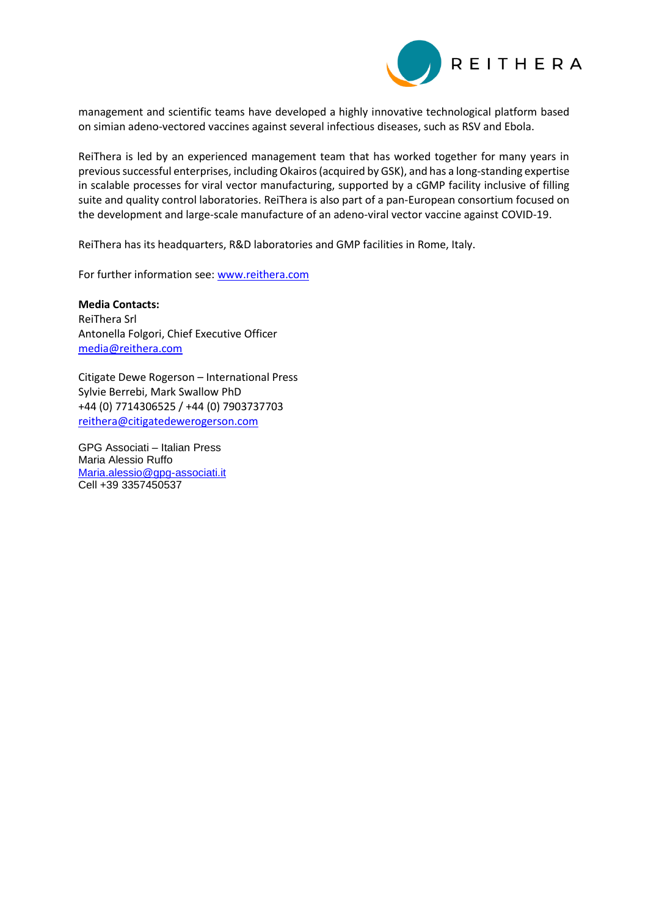management and scientific teams have developed a highly innovative technological platform based on simian adeno-vectored vaccines against several infectious diseases, such as RSV and Ebola.

ReiThera is led by an experienced management team that has worked together for many years in previous successful enterprises, including Okairos (acquired by GSK), and has a long-standing expertise in scalable processes for viral vector manufacturing, supported by a cGMP facility inclusive of filling suite and quality control laboratories. ReiThera is also part of a pan-European consortium focused on the development and large-scale manufacture of an adeno-viral vector vaccine against COVID-19.

ReiThera has its headquarters, R&D laboratories and GMP facilities in Rome, Italy.

For further information see: www.reithera.com

**Media Contacts:**
ReiThera Srl
Antonella Folgori, Chief Executive Officer
media@reithera.com

Citigate Dewe Rogerson – International Press
Sylvie Berrebi, Mark Swallow PhD
+44 (0) 7714306525 / +44 (0) 7903737703
reithera@citigatedewerogerson.com

GPG Associati – Italian Press
Maria Alessio Ruffo
Maria.alessio@gpg-associati.it
Cell +39 3357450537